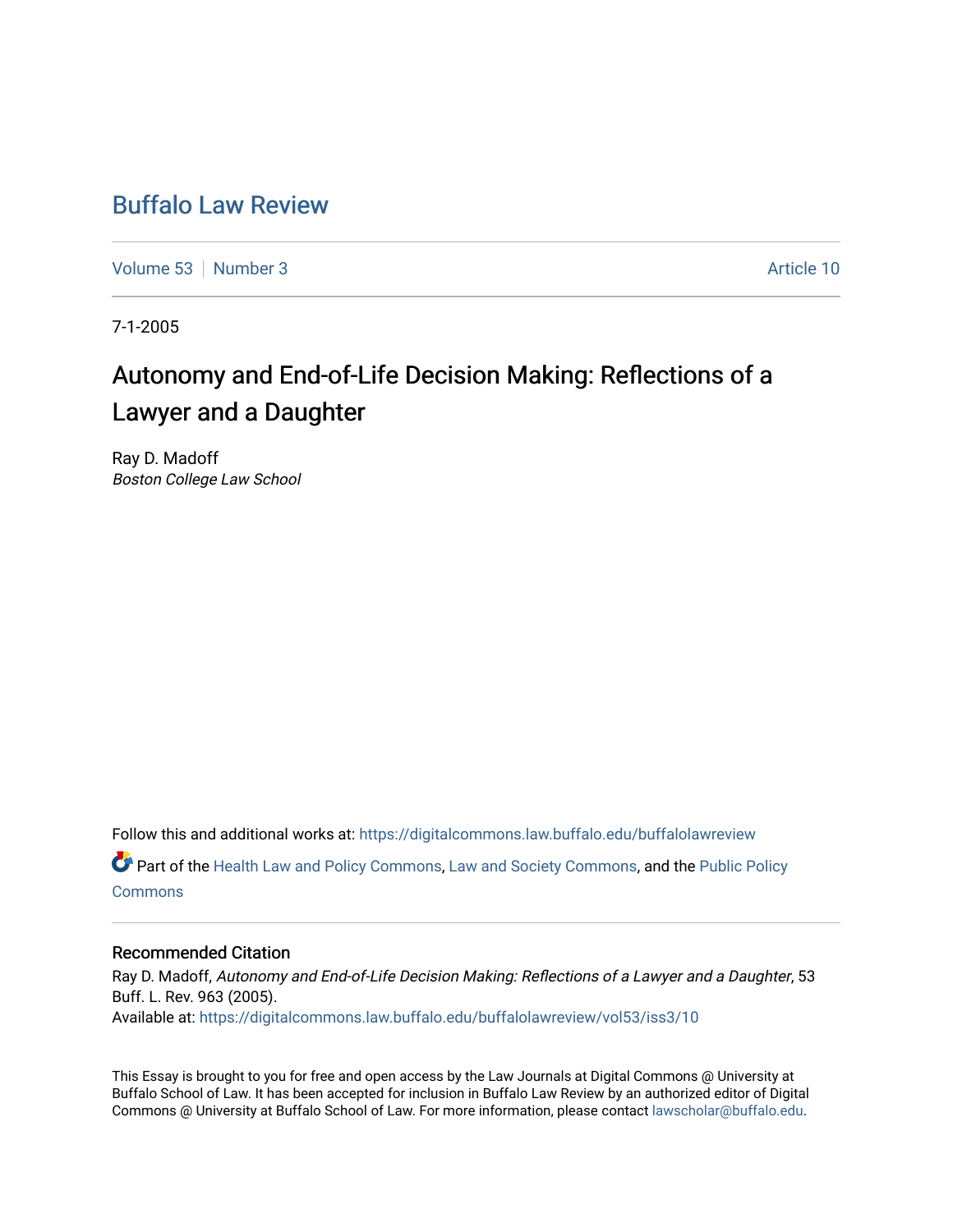# Buffalo Law Review

Volume 53 | Number 3 Article 10

7-1-2005

## Autonomy and End-of-Life Decision Making: Reflections of a Lawyer and a Daughter

Ray D. Madoff
*Boston College Law School*

Follow this and additional works at: https://digitalcommons.law.buffalo.edu/buffalolawreview

Part of the Health Law and Policy Commons, Law and Society Commons, and the Public Policy Commons

### Recommended Citation

Ray D. Madoff, *Autonomy and End-of-Life Decision Making: Reflections of a Lawyer and a Daughter*, 53 Buff. L. Rev. 963 (2005).
Available at: https://digitalcommons.law.buffalo.edu/buffalolawreview/vol53/iss3/10

This Essay is brought to you for free and open access by the Law Journals at Digital Commons @ University at Buffalo School of Law. It has been accepted for inclusion in Buffalo Law Review by an authorized editor of Digital Commons @ University at Buffalo School of Law. For more information, please contact lawscholar@buffalo.edu.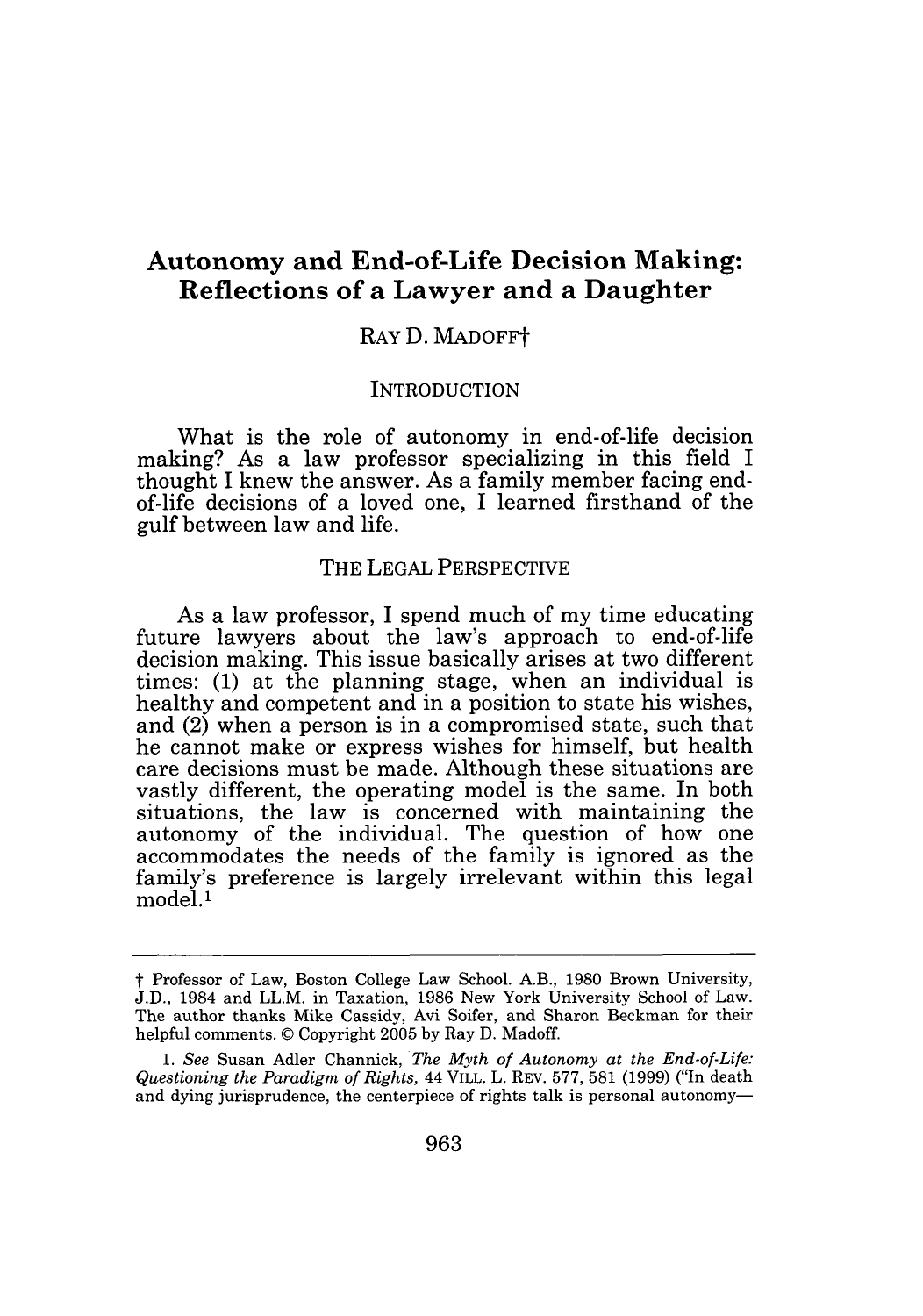# Autonomy and End-of-Life Decision Making: Reflections of a Lawyer and a Daughter

RAY D. MADOFF†

## INTRODUCTION

What is the role of autonomy in end-of-life decision making? As a law professor specializing in this field I thought I knew the answer. As a family member facing end-of-life decisions of a loved one, I learned firsthand of the gulf between law and life.

## THE LEGAL PERSPECTIVE

As a law professor, I spend much of my time educating future lawyers about the law's approach to end-of-life decision making. This issue basically arises at two different times: (1) at the planning stage, when an individual is healthy and competent and in a position to state his wishes, and (2) when a person is in a compromised state, such that he cannot make or express wishes for himself, but health care decisions must be made. Although these situations are vastly different, the operating model is the same. In both situations, the law is concerned with maintaining the autonomy of the individual. The question of how one accommodates the needs of the family is ignored as the family's preference is largely irrelevant within this legal model.[1]

---

† Professor of Law, Boston College Law School. A.B., 1980 Brown University, J.D., 1984 and LL.M. in Taxation, 1986 New York University School of Law. The author thanks Mike Cassidy, Avi Soifer, and Sharon Beckman for their helpful comments. © Copyright 2005 by Ray D. Madoff.

1. *See* Susan Adler Channick, *The Myth of Autonomy at the End-of-Life: Questioning the Paradigm of Rights*, 44 VILL. L. REV. 577, 581 (1999) ("In death and dying jurisprudence, the centerpiece of rights talk is personal autonomy—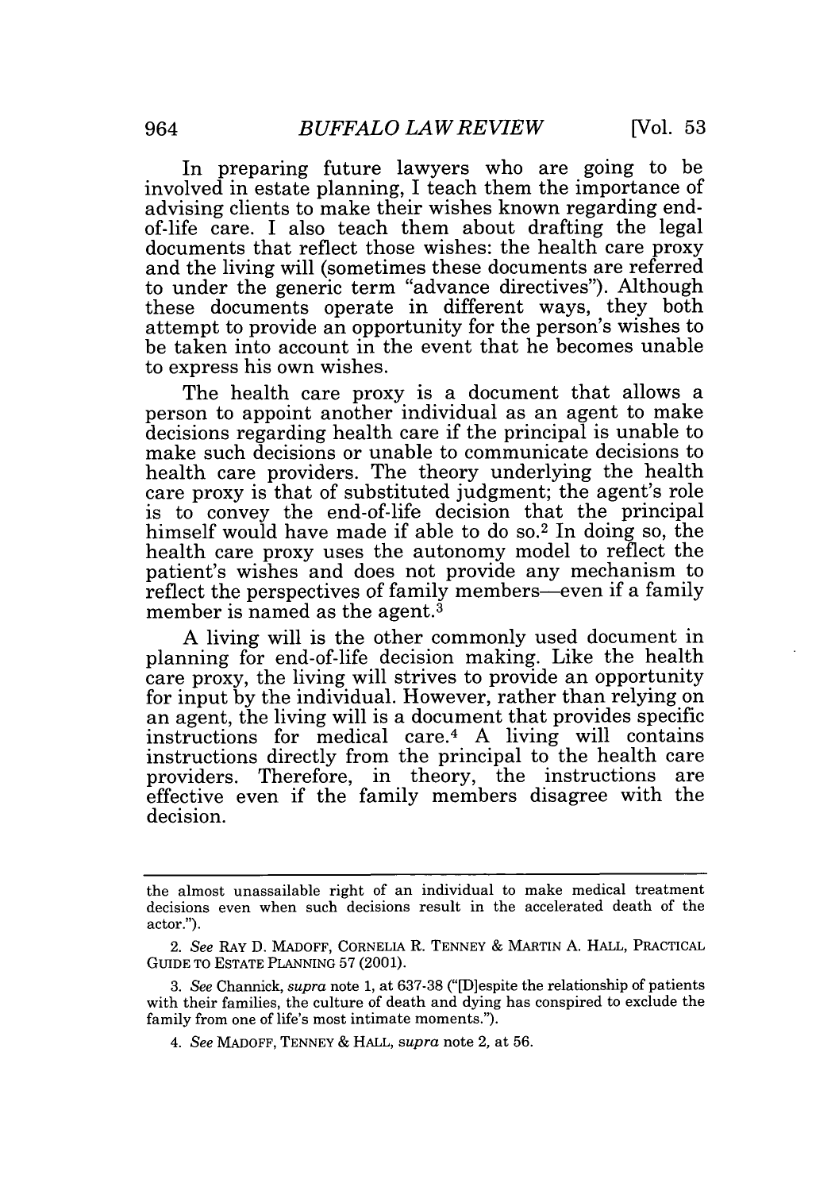In preparing future lawyers who are going to be involved in estate planning, I teach them the importance of advising clients to make their wishes known regarding end-of-life care. I also teach them about drafting the legal documents that reflect those wishes: the health care proxy and the living will (sometimes these documents are referred to under the generic term "advance directives"). Although these documents operate in different ways, they both attempt to provide an opportunity for the person's wishes to be taken into account in the event that he becomes unable to express his own wishes.

The health care proxy is a document that allows a person to appoint another individual as an agent to make decisions regarding health care if the principal is unable to make such decisions or unable to communicate decisions to health care providers. The theory underlying the health care proxy is that of substituted judgment; the agent's role is to convey the end-of-life decision that the principal himself would have made if able to do so.[2] In doing so, the health care proxy uses the autonomy model to reflect the patient's wishes and does not provide any mechanism to reflect the perspectives of family members—even if a family member is named as the agent.[3]

A living will is the other commonly used document in planning for end-of-life decision making. Like the health care proxy, the living will strives to provide an opportunity for input by the individual. However, rather than relying on an agent, the living will is a document that provides specific instructions for medical care.[4] A living will contains instructions directly from the principal to the health care providers. Therefore, in theory, the instructions are effective even if the family members disagree with the decision.

---

the almost unassailable right of an individual to make medical treatment decisions even when such decisions result in the accelerated death of the actor.").

2. *See* RAY D. MADOFF, CORNELIA R. TENNEY & MARTIN A. HALL, PRACTICAL GUIDE TO ESTATE PLANNING 57 (2001).

3. *See* Channick, *supra* note 1, at 637-38 ("[D]espite the relationship of patients with their families, the culture of death and dying has conspired to exclude the family from one of life's most intimate moments.").

4. *See* MADOFF, TENNEY & HALL, *supra* note 2, at 56.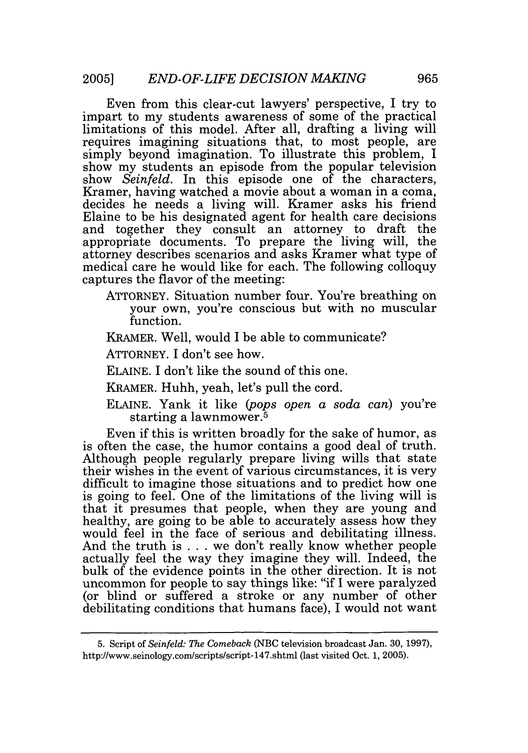Even from this clear-cut lawyers' perspective, I try to impart to my students awareness of some of the practical limitations of this model. After all, drafting a living will requires imagining situations that, to most people, are simply beyond imagination. To illustrate this problem, I show my students an episode from the popular television show *Seinfeld*. In this episode one of the characters, Kramer, having watched a movie about a woman in a coma, decides he needs a living will. Kramer asks his friend Elaine to be his designated agent for health care decisions and together they consult an attorney to draft the appropriate documents. To prepare the living will, the attorney describes scenarios and asks Kramer what type of medical care he would like for each. The following colloquy captures the flavor of the meeting:

> ATTORNEY. Situation number four. You're breathing on your own, you're conscious but with no muscular function.
>
> KRAMER. Well, would I be able to communicate?
>
> ATTORNEY. I don't see how.
>
> ELAINE. I don't like the sound of this one.
>
> KRAMER. Huhh, yeah, let's pull the cord.
>
> ELAINE. Yank it like (*pops open a soda can*) you're starting a lawnmower.[5]

Even if this is written broadly for the sake of humor, as is often the case, the humor contains a good deal of truth. Although people regularly prepare living wills that state their wishes in the event of various circumstances, it is very difficult to imagine those situations and to predict how one is going to feel. One of the limitations of the living will is that it presumes that people, when they are young and healthy, are going to be able to accurately assess how they would feel in the face of serious and debilitating illness. And the truth is . . . we don't really know whether people actually feel the way they imagine they will. Indeed, the bulk of the evidence points in the other direction. It is not uncommon for people to say things like: "if I were paralyzed (or blind or suffered a stroke or any number of other debilitating conditions that humans face), I would not want

---

5. Script of *Seinfeld: The Comeback* (NBC television broadcast Jan. 30, 1997), http://www.seinology.com/scripts/script-147.shtml (last visited Oct. 1, 2005).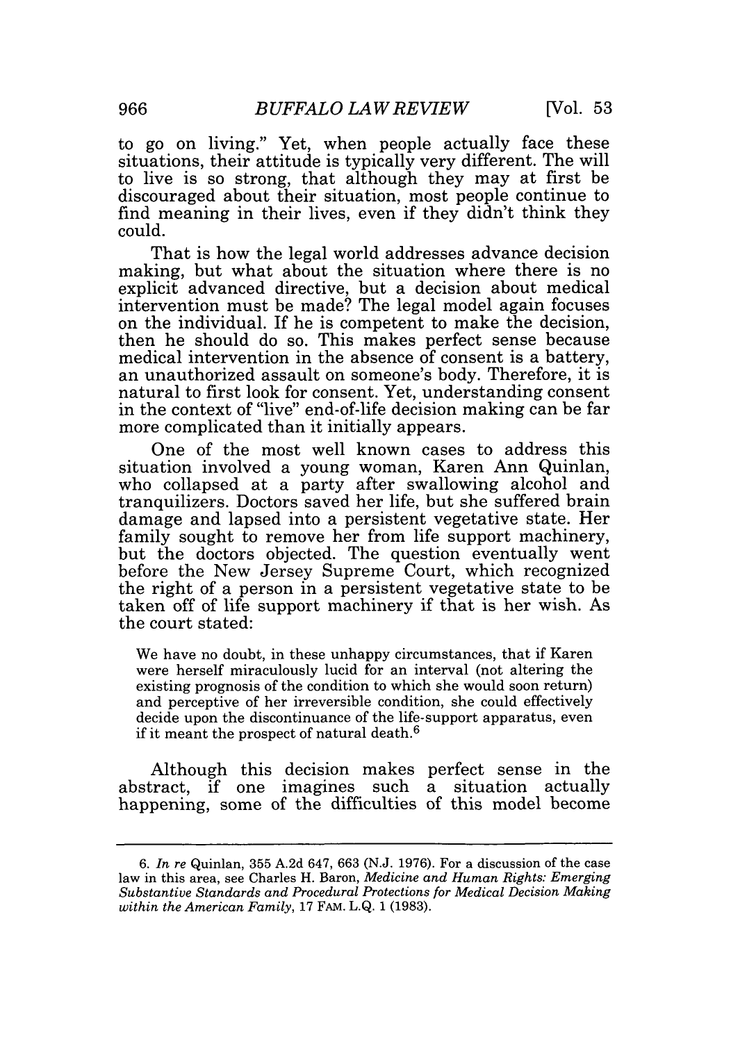to go on living." Yet, when people actually face these situations, their attitude is typically very different. The will to live is so strong, that although they may at first be discouraged about their situation, most people continue to find meaning in their lives, even if they didn't think they could.

That is how the legal world addresses advance decision making, but what about the situation where there is no explicit advanced directive, but a decision about medical intervention must be made? The legal model again focuses on the individual. If he is competent to make the decision, then he should do so. This makes perfect sense because medical intervention in the absence of consent is a battery, an unauthorized assault on someone's body. Therefore, it is natural to first look for consent. Yet, understanding consent in the context of "live" end-of-life decision making can be far more complicated than it initially appears.

One of the most well known cases to address this situation involved a young woman, Karen Ann Quinlan, who collapsed at a party after swallowing alcohol and tranquilizers. Doctors saved her life, but she suffered brain damage and lapsed into a persistent vegetative state. Her family sought to remove her from life support machinery, but the doctors objected. The question eventually went before the New Jersey Supreme Court, which recognized the right of a person in a persistent vegetative state to be taken off of life support machinery if that is her wish. As the court stated:

> We have no doubt, in these unhappy circumstances, that if Karen were herself miraculously lucid for an interval (not altering the existing prognosis of the condition to which she would soon return) and perceptive of her irreversible condition, she could effectively decide upon the discontinuance of the life-support apparatus, even if it meant the prospect of natural death.[6]

Although this decision makes perfect sense in the abstract, if one imagines such a situation actually happening, some of the difficulties of this model become

---

6. *In re* Quinlan, 355 A.2d 647, 663 (N.J. 1976). For a discussion of the case law in this area, see Charles H. Baron, *Medicine and Human Rights: Emerging Substantive Standards and Procedural Protections for Medical Decision Making within the American Family*, 17 FAM. L.Q. 1 (1983).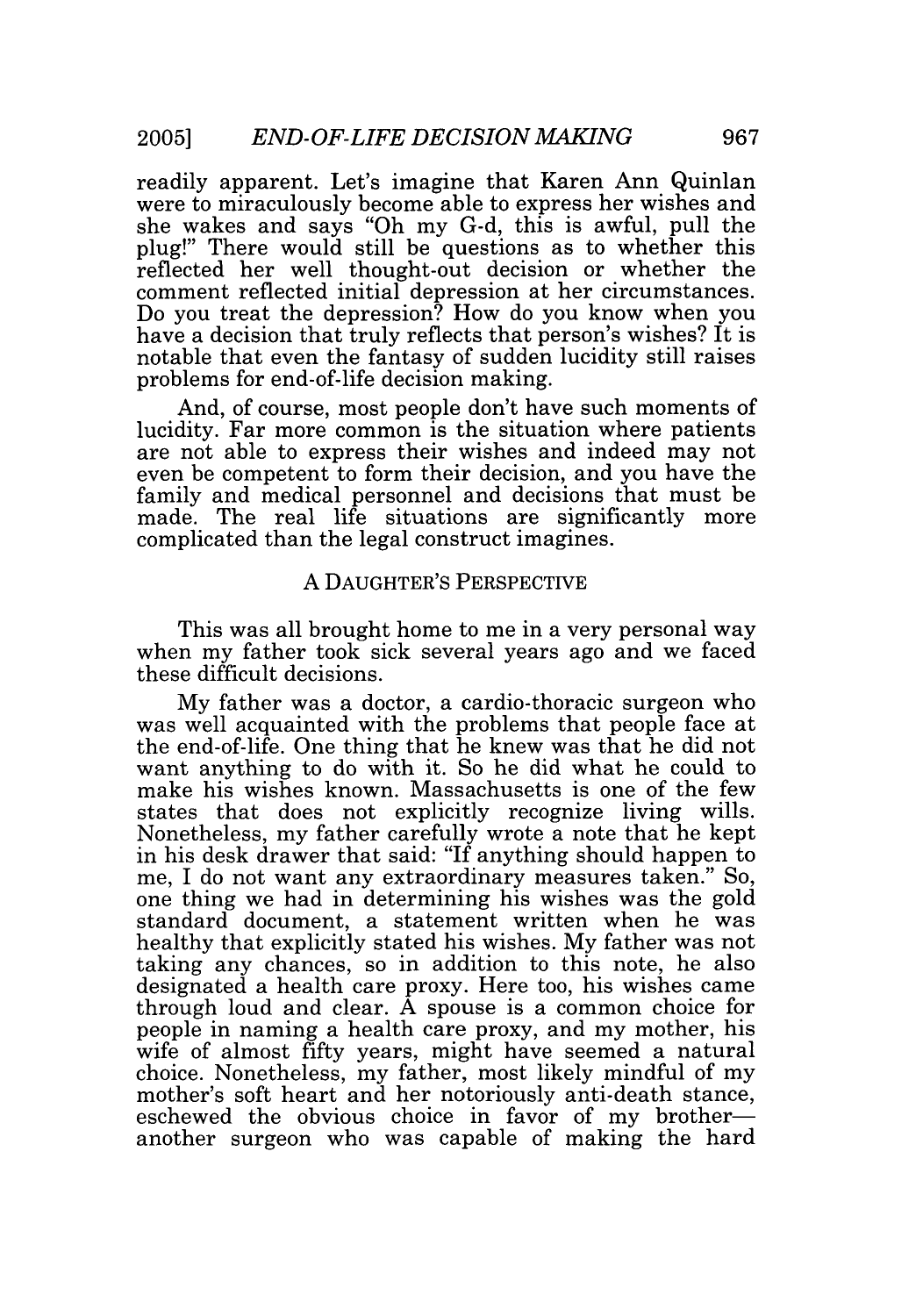readily apparent. Let's imagine that Karen Ann Quinlan were to miraculously become able to express her wishes and she wakes and says "Oh my G-d, this is awful, pull the plug!" There would still be questions as to whether this reflected her well thought-out decision or whether the comment reflected initial depression at her circumstances. Do you treat the depression? How do you know when you have a decision that truly reflects that person's wishes? It is notable that even the fantasy of sudden lucidity still raises problems for end-of-life decision making.

And, of course, most people don't have such moments of lucidity. Far more common is the situation where patients are not able to express their wishes and indeed may not even be competent to form their decision, and you have the family and medical personnel and decisions that must be made. The real life situations are significantly more complicated than the legal construct imagines.

## A DAUGHTER'S PERSPECTIVE

This was all brought home to me in a very personal way when my father took sick several years ago and we faced these difficult decisions.

My father was a doctor, a cardio-thoracic surgeon who was well acquainted with the problems that people face at the end-of-life. One thing that he knew was that he did not want anything to do with it. So he did what he could to make his wishes known. Massachusetts is one of the few states that does not explicitly recognize living wills. Nonetheless, my father carefully wrote a note that he kept in his desk drawer that said: "If anything should happen to me, I do not want any extraordinary measures taken." So, one thing we had in determining his wishes was the gold standard document, a statement written when he was healthy that explicitly stated his wishes. My father was not taking any chances, so in addition to this note, he also designated a health care proxy. Here too, his wishes came through loud and clear. A spouse is a common choice for people in naming a health care proxy, and my mother, his wife of almost fifty years, might have seemed a natural choice. Nonetheless, my father, most likely mindful of my mother's soft heart and her notoriously anti-death stance, eschewed the obvious choice in favor of my brother—another surgeon who was capable of making the hard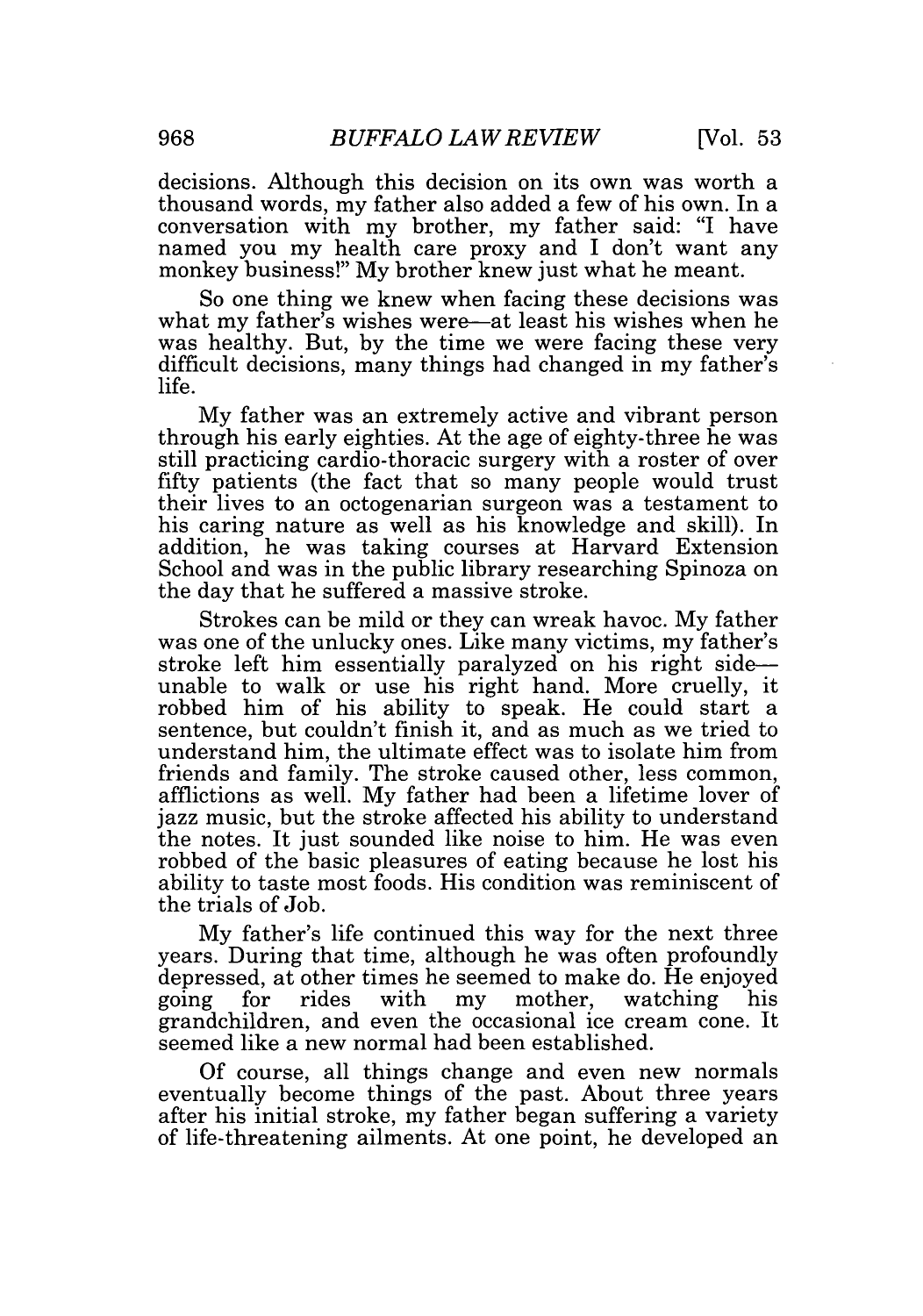decisions. Although this decision on its own was worth a thousand words, my father also added a few of his own. In a conversation with my brother, my father said: "I have named you my health care proxy and I don't want any monkey business!" My brother knew just what he meant.

So one thing we knew when facing these decisions was what my father's wishes were—at least his wishes when he was healthy. But, by the time we were facing these very difficult decisions, many things had changed in my father's life.

My father was an extremely active and vibrant person through his early eighties. At the age of eighty-three he was still practicing cardio-thoracic surgery with a roster of over fifty patients (the fact that so many people would trust their lives to an octogenarian surgeon was a testament to his caring nature as well as his knowledge and skill). In addition, he was taking courses at Harvard Extension School and was in the public library researching Spinoza on the day that he suffered a massive stroke.

Strokes can be mild or they can wreak havoc. My father was one of the unlucky ones. Like many victims, my father's stroke left him essentially paralyzed on his right side—unable to walk or use his right hand. More cruelly, it robbed him of his ability to speak. He could start a sentence, but couldn't finish it, and as much as we tried to understand him, the ultimate effect was to isolate him from friends and family. The stroke caused other, less common, afflictions as well. My father had been a lifetime lover of jazz music, but the stroke affected his ability to understand the notes. It just sounded like noise to him. He was even robbed of the basic pleasures of eating because he lost his ability to taste most foods. His condition was reminiscent of the trials of Job.

My father's life continued this way for the next three years. During that time, although he was often profoundly depressed, at other times he seemed to make do. He enjoyed going for rides with my mother, watching his grandchildren, and even the occasional ice cream cone. It seemed like a new normal had been established.

Of course, all things change and even new normals eventually become things of the past. About three years after his initial stroke, my father began suffering a variety of life-threatening ailments. At one point, he developed an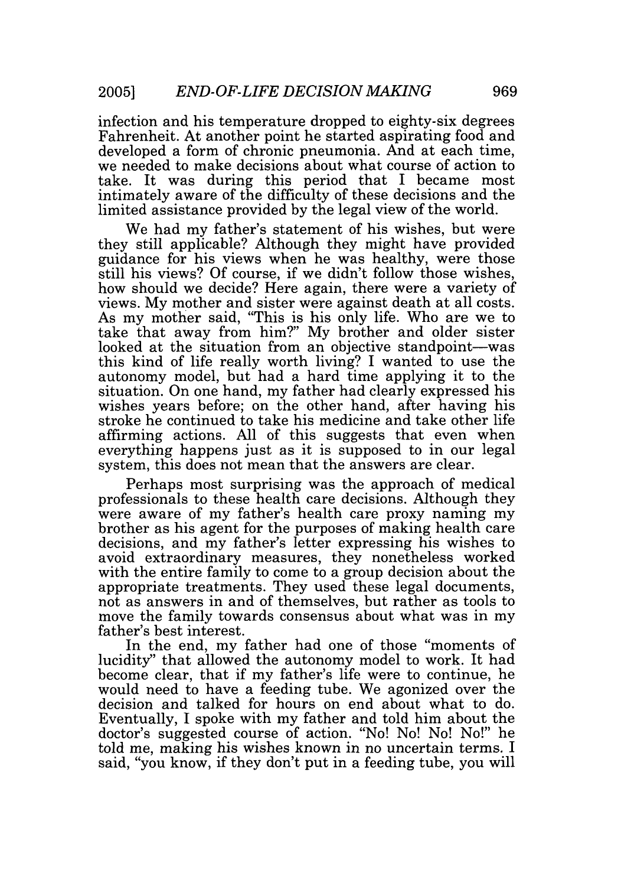infection and his temperature dropped to eighty-six degrees Fahrenheit. At another point he started aspirating food and developed a form of chronic pneumonia. And at each time, we needed to make decisions about what course of action to take. It was during this period that I became most intimately aware of the difficulty of these decisions and the limited assistance provided by the legal view of the world.

We had my father's statement of his wishes, but were they still applicable? Although they might have provided guidance for his views when he was healthy, were those still his views? Of course, if we didn't follow those wishes, how should we decide? Here again, there were a variety of views. My mother and sister were against death at all costs. As my mother said, "This is his only life. Who are we to take that away from him?" My brother and older sister looked at the situation from an objective standpoint—was this kind of life really worth living? I wanted to use the autonomy model, but had a hard time applying it to the situation. On one hand, my father had clearly expressed his wishes years before; on the other hand, after having his stroke he continued to take his medicine and take other life affirming actions. All of this suggests that even when everything happens just as it is supposed to in our legal system, this does not mean that the answers are clear.

Perhaps most surprising was the approach of medical professionals to these health care decisions. Although they were aware of my father's health care proxy naming my brother as his agent for the purposes of making health care decisions, and my father's letter expressing his wishes to avoid extraordinary measures, they nonetheless worked with the entire family to come to a group decision about the appropriate treatments. They used these legal documents, not as answers in and of themselves, but rather as tools to move the family towards consensus about what was in my father's best interest.

In the end, my father had one of those "moments of lucidity" that allowed the autonomy model to work. It had become clear, that if my father's life were to continue, he would need to have a feeding tube. We agonized over the decision and talked for hours on end about what to do. Eventually, I spoke with my father and told him about the doctor's suggested course of action. "No! No! No! No!" he told me, making his wishes known in no uncertain terms. I said, "you know, if they don't put in a feeding tube, you will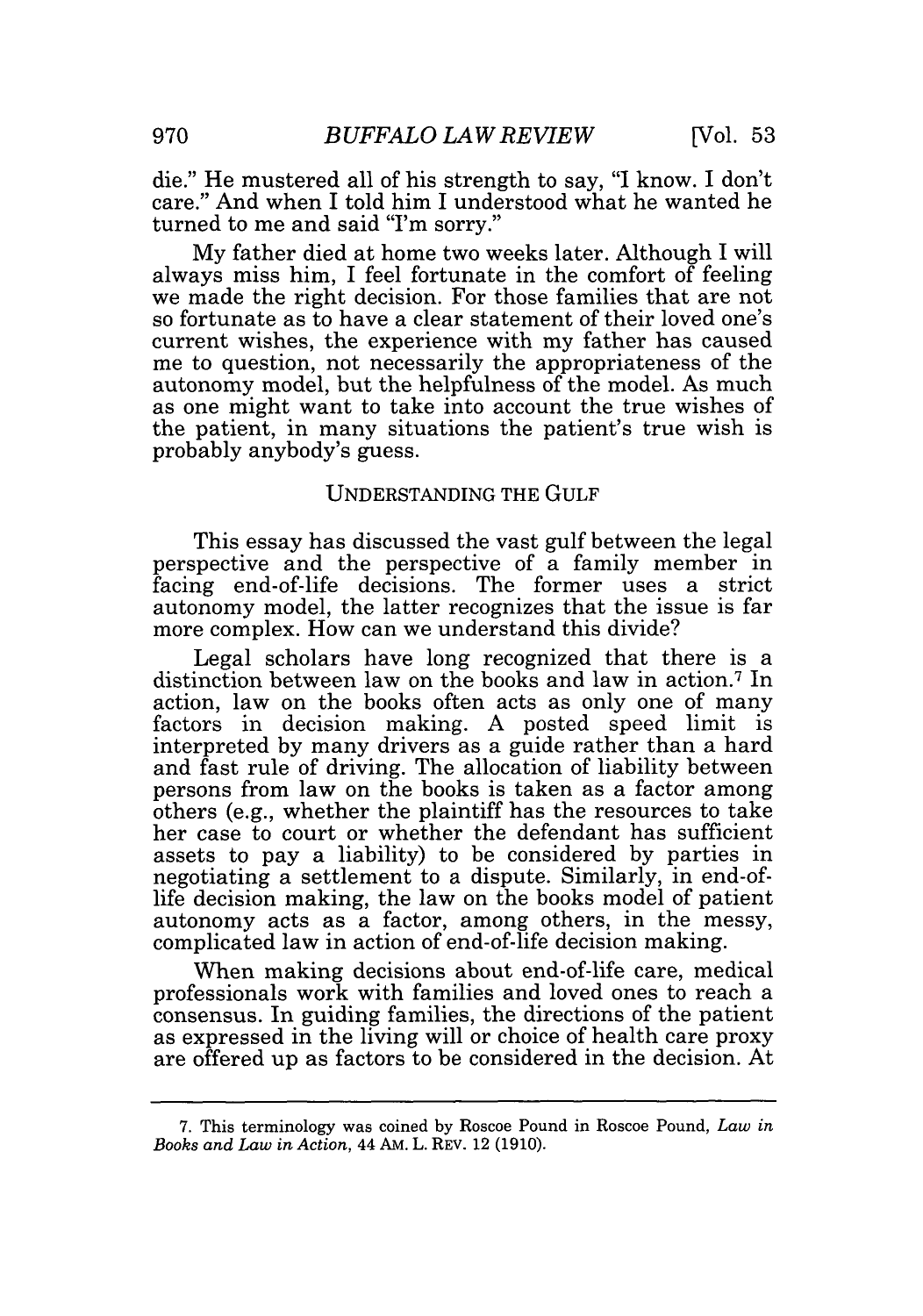die." He mustered all of his strength to say, "I know. I don't care." And when I told him I understood what he wanted he turned to me and said "I'm sorry."

My father died at home two weeks later. Although I will always miss him, I feel fortunate in the comfort of feeling we made the right decision. For those families that are not so fortunate as to have a clear statement of their loved one's current wishes, the experience with my father has caused me to question, not necessarily the appropriateness of the autonomy model, but the helpfulness of the model. As much as one might want to take into account the true wishes of the patient, in many situations the patient's true wish is probably anybody's guess.

## UNDERSTANDING THE GULF

This essay has discussed the vast gulf between the legal perspective and the perspective of a family member in facing end-of-life decisions. The former uses a strict autonomy model, the latter recognizes that the issue is far more complex. How can we understand this divide?

Legal scholars have long recognized that there is a distinction between law on the books and law in action.[7] In action, law on the books often acts as only one of many factors in decision making. A posted speed limit is interpreted by many drivers as a guide rather than a hard and fast rule of driving. The allocation of liability between persons from law on the books is taken as a factor among others (e.g., whether the plaintiff has the resources to take her case to court or whether the defendant has sufficient assets to pay a liability) to be considered by parties in negotiating a settlement to a dispute. Similarly, in end-of-life decision making, the law on the books model of patient autonomy acts as a factor, among others, in the messy, complicated law in action of end-of-life decision making.

When making decisions about end-of-life care, medical professionals work with families and loved ones to reach a consensus. In guiding families, the directions of the patient as expressed in the living will or choice of health care proxy are offered up as factors to be considered in the decision. At

---

7. This terminology was coined by Roscoe Pound in Roscoe Pound, *Law in Books and Law in Action*, 44 AM. L. REV. 12 (1910).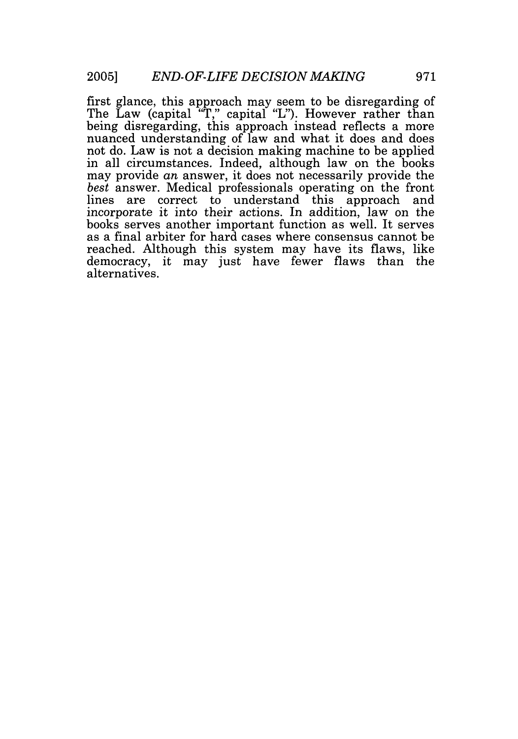first glance, this approach may seem to be disregarding of The Law (capital "T," capital "L"). However rather than being disregarding, this approach instead reflects a more nuanced understanding of law and what it does and does not do. Law is not a decision making machine to be applied in all circumstances. Indeed, although law on the books may provide *an* answer, it does not necessarily provide the *best* answer. Medical professionals operating on the front lines are correct to understand this approach and incorporate it into their actions. In addition, law on the books serves another important function as well. It serves as a final arbiter for hard cases where consensus cannot be reached. Although this system may have its flaws, like democracy, it may just have fewer flaws than the alternatives.